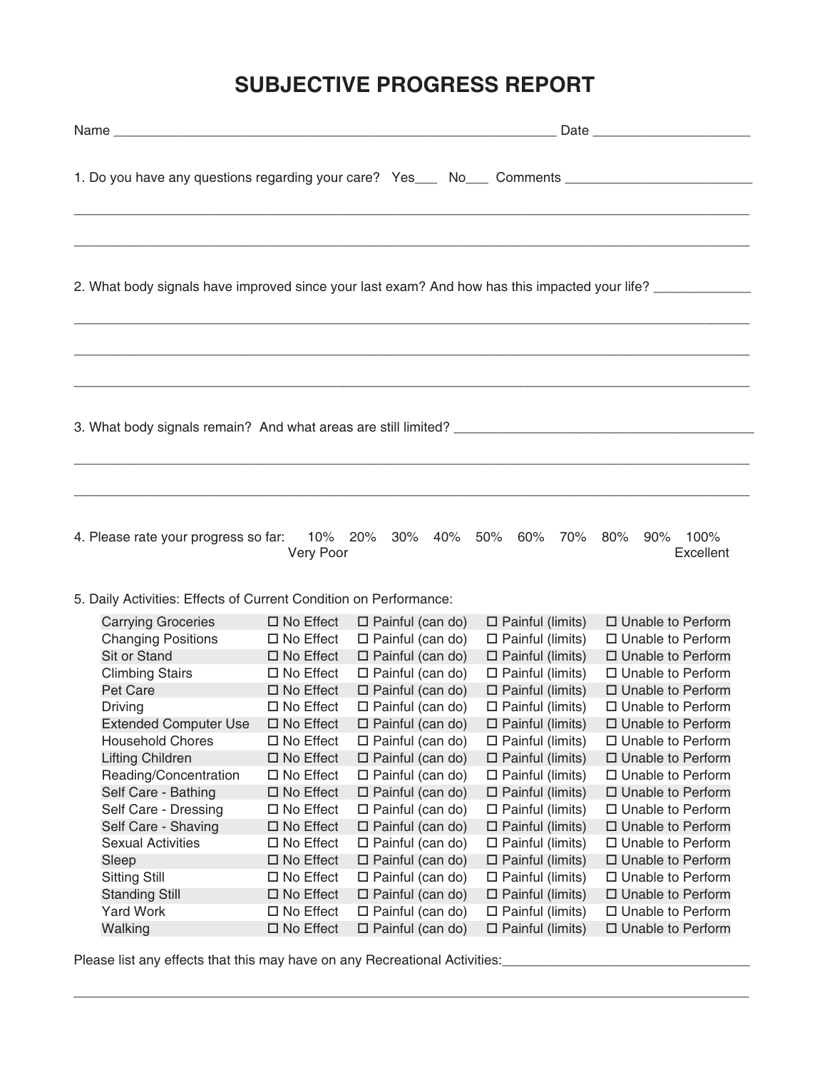# SUBJECTIVE PROGRESS REPORT

Name ____________________________________________________________ Date ____________________

1. Do you have any questions regarding your care? Yes___ No___ Comments ________________________

_____________________________________________________________________________________________

_____________________________________________________________________________________________

2. What body signals have improved since your last exam? And how has this impacted your life? _____________

_____________________________________________________________________________________________

_____________________________________________________________________________________________

_____________________________________________________________________________________________

3. What body signals remain? And what areas are still limited? ________________________________________

_____________________________________________________________________________________________

_____________________________________________________________________________________________

4. Please rate your progress so far: 10% 20% 30% 40% 50% 60% 70% 80% 90% 100%

Very Poor ... Excellent

5. Daily Activities: Effects of Current Condition on Performance:

| Activity | | | | |
|---|---|---|---|---|
| Carrying Groceries | ☐ No Effect | ☐ Painful (can do) | ☐ Painful (limits) | ☐ Unable to Perform |
| Changing Positions | ☐ No Effect | ☐ Painful (can do) | ☐ Painful (limits) | ☐ Unable to Perform |
| Sit or Stand | ☐ No Effect | ☐ Painful (can do) | ☐ Painful (limits) | ☐ Unable to Perform |
| Climbing Stairs | ☐ No Effect | ☐ Painful (can do) | ☐ Painful (limits) | ☐ Unable to Perform |
| Pet Care | ☐ No Effect | ☐ Painful (can do) | ☐ Painful (limits) | ☐ Unable to Perform |
| Driving | ☐ No Effect | ☐ Painful (can do) | ☐ Painful (limits) | ☐ Unable to Perform |
| Extended Computer Use | ☐ No Effect | ☐ Painful (can do) | ☐ Painful (limits) | ☐ Unable to Perform |
| Household Chores | ☐ No Effect | ☐ Painful (can do) | ☐ Painful (limits) | ☐ Unable to Perform |
| Lifting Children | ☐ No Effect | ☐ Painful (can do) | ☐ Painful (limits) | ☐ Unable to Perform |
| Reading/Concentration | ☐ No Effect | ☐ Painful (can do) | ☐ Painful (limits) | ☐ Unable to Perform |
| Self Care - Bathing | ☐ No Effect | ☐ Painful (can do) | ☐ Painful (limits) | ☐ Unable to Perform |
| Self Care - Dressing | ☐ No Effect | ☐ Painful (can do) | ☐ Painful (limits) | ☐ Unable to Perform |
| Self Care - Shaving | ☐ No Effect | ☐ Painful (can do) | ☐ Painful (limits) | ☐ Unable to Perform |
| Sexual Activities | ☐ No Effect | ☐ Painful (can do) | ☐ Painful (limits) | ☐ Unable to Perform |
| Sleep | ☐ No Effect | ☐ Painful (can do) | ☐ Painful (limits) | ☐ Unable to Perform |
| Sitting Still | ☐ No Effect | ☐ Painful (can do) | ☐ Painful (limits) | ☐ Unable to Perform |
| Standing Still | ☐ No Effect | ☐ Painful (can do) | ☐ Painful (limits) | ☐ Unable to Perform |
| Yard Work | ☐ No Effect | ☐ Painful (can do) | ☐ Painful (limits) | ☐ Unable to Perform |
| Walking | ☐ No Effect | ☐ Painful (can do) | ☐ Painful (limits) | ☐ Unable to Perform |

Please list any effects that this may have on any Recreational Activities:________________________________

_____________________________________________________________________________________________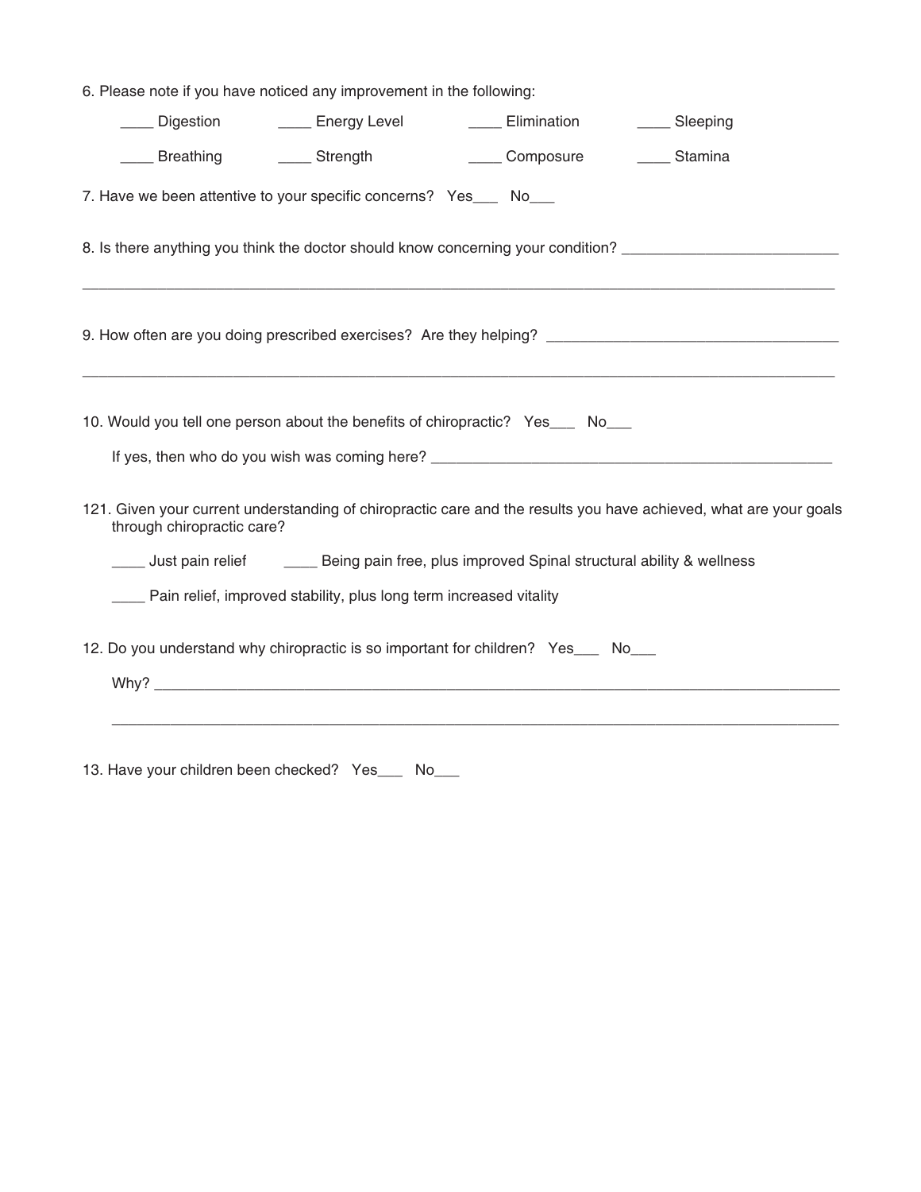6. Please note if you have noticed any improvement in the following:

____ Digestion ____ Energy Level ____ Elimination ____ Sleeping

____ Breathing ____ Strength ____ Composure ____ Stamina

7. Have we been attentive to your specific concerns? Yes___ No___

8. Is there anything you think the doctor should know concerning your condition? ____________________________

______________________________________________________________________________________________

9. How often are you doing prescribed exercises? Are they helping? ______________________________________

______________________________________________________________________________________________

10. Would you tell one person about the benefits of chiropractic? Yes___ No___

If yes, then who do you wish was coming here? ____________________________________________________

121. Given your current understanding of chiropractic care and the results you have achieved, what are your goals through chiropractic care?

____ Just pain relief ____ Being pain free, plus improved Spinal structural ability & wellness

____ Pain relief, improved stability, plus long term increased vitality

12. Do you understand why chiropractic is so important for children? Yes___ No___

Why? _____________________________________________________________________________________

__________________________________________________________________________________________

13. Have your children been checked? Yes___ No___